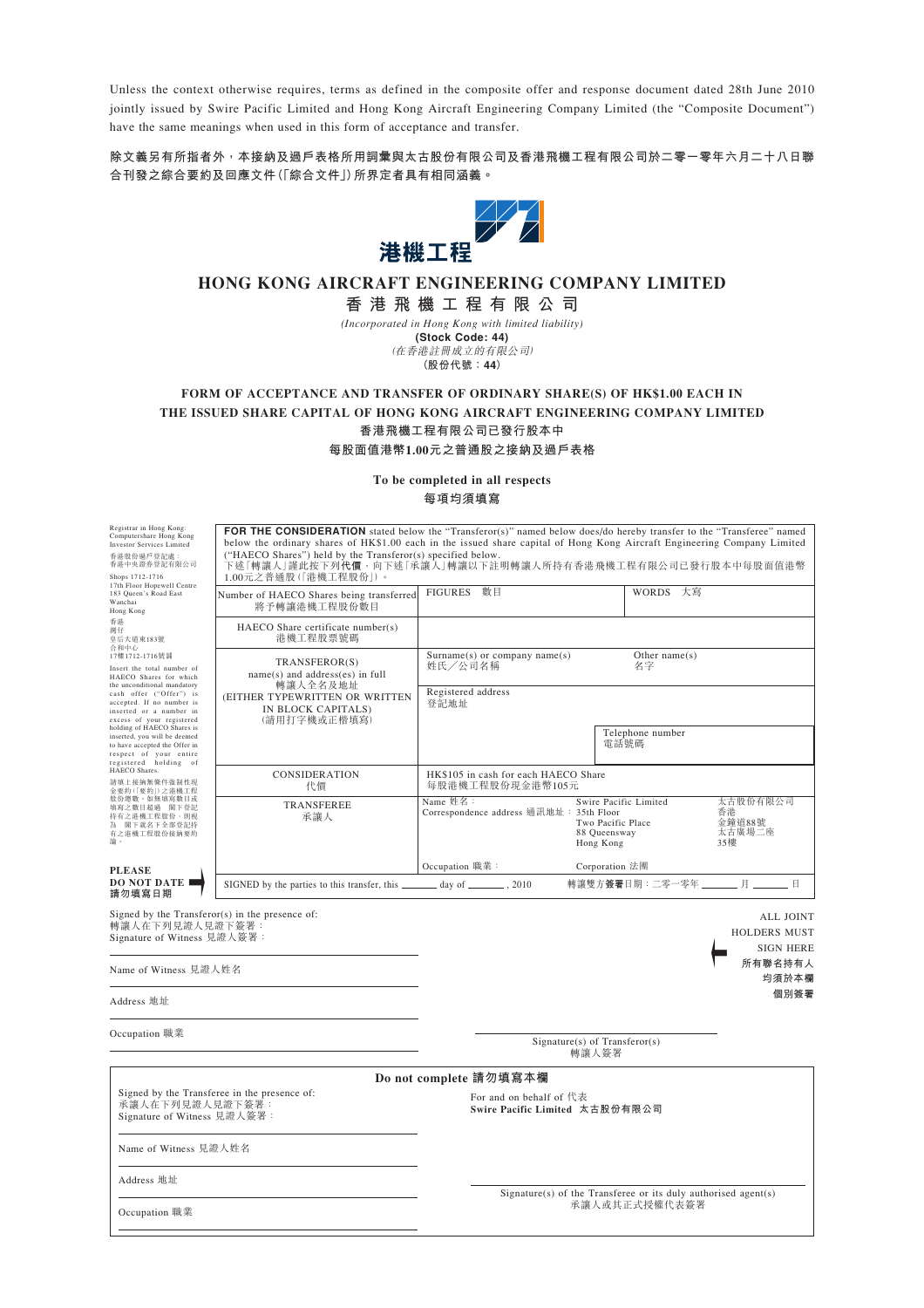Unless the context otherwise requires, terms as defined in the composite offer and response document dated 28th June 2010 jointly issued by Swire Pacific Limited and Hong Kong Aircraft Engineering Company Limited (the "Composite Document") have the same meanings when used in this form of acceptance and transfer.

**除文義另有所指者外，本接納及過戶表格所用詞彙與太古股份有限公司及香港飛機工程有限公司於二零一零年六月二十八日聯合刊發之綜合要約及回應文件(「綜合文件」)所界定者具有相同涵義。**

港機工程

# HONG KONG AIRCRAFT ENGINEERING COMPANY LIMITED

# 香港飛機工程有限公司

*(Incorporated in Hong Kong with limited liability)*

**(Stock Code: 44)**

*(在香港註冊成立的有限公司)*

**(股份代號：44)**

## FORM OF ACCEPTANCE AND TRANSFER OF ORDINARY SHARE(S) OF HK$1.00 EACH IN THE ISSUED SHARE CAPITAL OF HONG KONG AIRCRAFT ENGINEERING COMPANY LIMITED

## 香港飛機工程有限公司已發行股本中每股面值港幣1.00元之普通股之接納及過戶表格

**To be completed in all respects**

**每項均須填寫**

Registrar in Hong Kong:
Computershare Hong Kong Investor Services Limited
香港股份過戶登記處：
香港中央證券登記有限公司
Shops 1712-1716
17th Floor Hopewell Centre
183 Queen's Road East
Wanchai
Hong Kong
香港
灣仔
皇后大道東183號
合和中心
17樓1712-1716號舖

Insert the total number of HAECO Shares for which the unconditional mandatory cash offer ("Offer") is accepted. If no number is inserted or a number in excess of your registered holding of HAECO Shares is inserted, you will be deemed to have accepted the Offer in respect of your entire registered holding of HAECO Shares.

請填上接納無條件強制性現金要約(「要約」)之港機工程股份總數。如無填寫數目或填寫之數目超過　閣下登記持有之港機工程股份，則視為　閣下就名下全部登記持有之港機工程股份接納要約論。

**FOR THE CONSIDERATION** stated below the "Transferor(s)" named below does/do hereby transfer to the "Transferee" named below the ordinary shares of HK$1.00 each in the issued share capital of Hong Kong Aircraft Engineering Company Limited ("HAECO Shares") held by the Transferor(s) specified below.
下述「轉讓人」謹此按下列**代價**，向下述「承讓人」轉讓以下註明轉讓人所持有香港飛機工程有限公司已發行股本中每股面值港幣1.00元之普通股(「港機工程股份」)。

| | | |
|---|---|---|
| Number of HAECO Shares being transferred 將予轉讓港機工程股份數目 | FIGURES 數目 | WORDS 大寫 |
| HAECO Share certificate number(s) 港機工程股票號碼 | | |
| TRANSFEROR(S) name(s) and address(es) in full 轉讓人全名及地址 (EITHER TYPEWRITTEN OR WRITTEN IN BLOCK CAPITALS) (請用打字機或正楷填寫) | Surname(s) or company name(s) 姓氏／公司名稱 | Other name(s) 名字 |
| | Registered address 登記地址 | |
| | | Telephone number 電話號碼 |
| CONSIDERATION 代價 | HK$105 in cash for each HAECO Share 每股港機工程股份現金港幣105元 | |
| TRANSFEREE 承讓人 | Name 姓名： Correspondence address 通訊地址： | Swire Pacific Limited 太古股份有限公司 35th Floor Two Pacific Place 88 Queensway Hong Kong 香港金鐘道88號太古廣場二座35樓 |
| | Occupation 職業： | Corporation 法團 |

**PLEASE DO NOT DATE 請勿填寫日期**

SIGNED by the parties to this transfer, this ______ day of ______, 2010 轉讓雙方**簽署**日期：二零一零年 ______ 月 ______ 日

Signed by the Transferor(s) in the presence of:
轉讓人在下列見證人見證下簽署：
Signature of Witness 見證人簽署：

Name of Witness 見證人姓名

Address 地址

Occupation 職業

Signature(s) of Transferor(s)
轉讓人簽署

ALL JOINT HOLDERS MUST SIGN HERE
所有聯名持有人均須於本欄個別簽署

**Do not complete 請勿填寫本欄**

Signed by the Transferee in the presence of:
承讓人在下列見證人見證下簽署：
Signature of Witness 見證人簽署：

Name of Witness 見證人姓名

Address 地址

Occupation 職業

For and on behalf of 代表
**Swire Pacific Limited 太古股份有限公司**

Signature(s) of the Transferee or its duly authorised agent(s)
承讓人或其正式授權代表簽署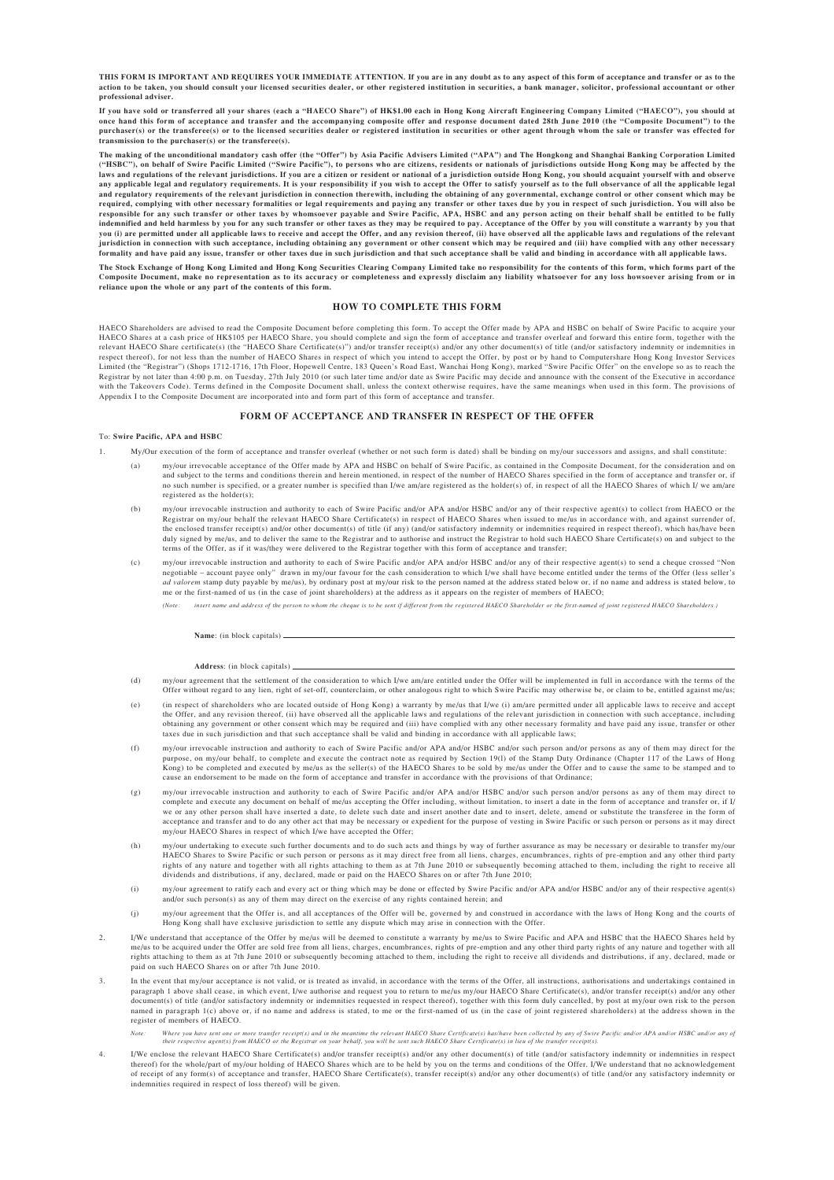**THIS FORM IS IMPORTANT AND REQUIRES YOUR IMMEDIATE ATTENTION. If you are in any doubt as to any aspect of this form of acceptance and transfer or as to the action to be taken, you should consult your licensed securities dealer, or other registered institution in securities, a bank manager, solicitor, professional accountant or other professional adviser.**

**If you have sold or transferred all your shares (each a "HAECO Share") of HK$1.00 each in Hong Kong Aircraft Engineering Company Limited ("HAECO"), you should at once hand this form of acceptance and transfer and the accompanying composite offer and response document dated 28th June 2010 (the "Composite Document") to the purchaser(s) or the transferee(s) or to the licensed securities dealer or other registered institution in securities or other agent through whom the sale or transfer was effected for transmission to the purchaser(s) or the transferee(s).**

**The making of the unconditional mandatory cash offer (the "Offer") by Asia Pacific Advisers Limited ("APA") and The Hongkong and Shanghai Banking Corporation Limited ("HSBC"), on behalf of Swire Pacific Limited ("Swire Pacific"), to persons who are citizens, residents or nationals of jurisdictions outside Hong Kong may be affected by the laws and regulations of the relevant jurisdictions. If you are a citizen or resident or national of a jurisdiction outside Hong Kong, you should acquaint yourself with and observe any applicable legal and regulatory requirements. It is your responsibility if you wish to accept the Offer to satisfy yourself as to the full observance of all the applicable legal and regulatory requirements of the relevant jurisdiction in connection therewith, including the obtaining of any governmental, exchange control or other consent which may be required, complying with other necessary formalities or legal requirements and paying any transfer or other taxes due by you in respect of such jurisdiction. You will also be responsible for any such transfer or other taxes by whomsoever payable and Swire Pacific, APA, HSBC and any person acting on their behalf shall be entitled to be fully indemnified and held harmless by you for any such transfer or other taxes as they may be required to pay. Acceptance of the Offer by you will constitute a warranty by you that you (i) are permitted under all applicable laws to receive and accept the Offer, and any revision thereof, (ii) have observed all the applicable laws and regulations of the relevant jurisdiction in connection with such acceptance, including obtaining any government or other consent which may be required and (iii) have complied with any other necessary formality and have paid any issue, transfer or other taxes due in such jurisdiction and that such acceptance shall be valid and binding in accordance with all applicable laws.**

**The Stock Exchange of Hong Kong Limited and Hong Kong Securities Clearing Company Limited take no responsibility for the contents of this form, which forms part of the Composite Document, make no representation as to its accuracy or completeness and expressly disclaim any liability whatsoever for any loss howsoever arising from or in reliance upon the whole or any part of the contents of this form.**

## HOW TO COMPLETE THIS FORM

HAECO Shareholders are advised to read the Composite Document before completing this form. To accept the Offer made by APA and HSBC on behalf of Swire Pacific to acquire your HAECO Shares at a cash price of HK$105 per HAECO Share, you should complete and sign the form of acceptance and transfer overleaf and forward this entire form, together with the relevant HAECO Share certificate(s) (the "HAECO Share Certificate(s)") and/or transfer receipt(s) and/or any other document(s) of title (and/or satisfactory indemnity or indemnities in respect thereof), for not less than the number of HAECO Shares in respect of which you intend to accept the Offer, by post or by hand to Computershare Hong Kong Investor Services Limited (the "Registrar") (Shops 1712-1716, 17th Floor, Hopewell Centre, 183 Queen's Road East, Wanchai Hong Kong), marked "Swire Pacific Offer" on the envelope so as to reach the Registrar by not later than 4:00 p.m. on Tuesday, 27th July 2010 (or such later time and/or date as Swire Pacific may decide and announce with the consent of the Executive in accordance with the Takeovers Code). Terms defined in the Composite Document shall, unless the context otherwise requires, have the same meanings when used in this form. The provisions of Appendix I to the Composite Document are incorporated into and form part of this form of acceptance and transfer.

## FORM OF ACCEPTANCE AND TRANSFER IN RESPECT OF THE OFFER

To: **Swire Pacific, APA and HSBC**

1. My/Our execution of the form of acceptance and transfer overleaf (whether or not such form is dated) shall be binding on my/our successors and assigns, and shall constitute:

   (a) my/our irrevocable acceptance of the Offer made by APA and HSBC on behalf of Swire Pacific, as contained in the Composite Document, for the consideration and on and subject to the terms and conditions therein and herein mentioned, in respect of the number of HAECO Shares specified in the form of acceptance and transfer or, if no such number is specified, or a greater number is specified than I/we am/are registered as the holder(s) of, in respect of all the HAECO Shares of which I/ we am/are registered as the holder(s);

   (b) my/our irrevocable instruction and authority to each of Swire Pacific and/or APA and/or HSBC and/or any of their respective agent(s) to collect from HAECO or the Registrar on my/our behalf the relevant HAECO Share Certificate(s) in respect of HAECO Shares when issued to me/us in accordance with, and against surrender of, the enclosed transfer receipt(s) and/or other document(s) of title (if any) (and/or satisfactory indemnity or indemnities required in respect thereof), which has/have been duly signed by me/us, and to deliver the same to the Registrar and to authorise and instruct the Registrar to hold such HAECO Share Certificate(s) on and subject to the terms of the Offer, as if it was/they were delivered to the Registrar together with this form of acceptance and transfer;

   (c) my/our irrevocable instruction and authority to each of Swire Pacific and/or APA and/or HSBC and/or any of their respective agent(s) to send a cheque crossed "Non negotiable – account payee only" drawn in my/our favour for the cash consideration to which I/we shall have become entitled under the terms of the Offer (less seller's *ad valorem* stamp duty payable by me/us), by ordinary post at my/our risk to the person named at the address stated below or, if no name and address is stated below, to me or the first-named of us (in the case of joint shareholders) at the address as it appears on the register of members of HAECO;

      *(Note: insert name and address of the person to whom the cheque is to be sent if different from the registered HAECO Shareholder or the first-named of joint registered HAECO Shareholders.)*

      **Name**: (in block capitals) ____________________

      **Address**: (in block capitals) ____________________

   (d) my/our agreement that the settlement of the consideration to which I/we am/are entitled under the Offer will be implemented in full in accordance with the terms of the Offer without regard to any lien, right of set-off, counterclaim, or other analogous right to which Swire Pacific may otherwise be, or claim to be, entitled against me/us;

   (e) (in respect of shareholders who are located outside of Hong Kong) a warranty by me/us that I/we (i) am/are permitted under all applicable laws to receive and accept the Offer, and any revision thereof, (ii) have observed all the applicable laws and regulations of the relevant jurisdiction in connection with such acceptance, including obtaining any government or other consent which may be required and (iii) have complied with any other necessary formality and have paid any issue, transfer or other taxes due in such jurisdiction and that such acceptance shall be valid and binding in accordance with all applicable laws;

   (f) my/our irrevocable instruction and authority to each of Swire Pacific and/or APA and/or HSBC and/or such person and/or persons as any of them may direct for the purpose, on my/our behalf, to complete and execute the contract note as required by Section 19(1) of the Stamp Duty Ordinance (Chapter 117 of the Laws of Hong Kong) to be completed and executed by me/us as the seller(s) of the HAECO Shares to be sold by me/us under the Offer and to cause the same to be stamped and to cause an endorsement to be made on the form of acceptance and transfer in accordance with the provisions of that Ordinance;

   (g) my/our irrevocable instruction and authority to each of Swire Pacific and/or APA and/or HSBC and/or such person and/or persons as any of them may direct to complete and execute any document on behalf of me/us accepting the Offer including, without limitation, to insert a date in the form of acceptance and transfer or, if I/ we or any other person shall have inserted a date, to delete such date and insert another date and to insert, delete, amend or substitute the transferee in the form of acceptance and transfer and to do any other act that may be necessary or expedient for the purpose of vesting in Swire Pacific or such person or persons as it may direct my/our HAECO Shares in respect of which I/We have accepted the Offer;

   (h) my/our undertaking to execute such further documents and to do such acts and things by way of further assurance as may be necessary or desirable to transfer my/our HAECO Shares to Swire Pacific or such person or persons as it may direct free from all liens, charges, encumbrances, rights of pre-emption and any other third party rights of any nature and together with all rights attaching to them as at 7th June 2010 or subsequently becoming attached to them, including the right to receive all dividends and distributions, if any, declared, made or paid on the HAECO Shares on or after 7th June 2010;

   (i) my/our agreement to ratify each and every act or thing which may be done or effected by Swire Pacific and/or APA and/or HSBC and/or any of their respective agent(s) and/or such person(s) as any of them may direct on the exercise of any rights contained herein; and

   (j) my/our agreement that the Offer is, and all acceptances of the Offer will be, governed by and construed in accordance with the laws of Hong Kong and the courts of Hong Kong shall have exclusive jurisdiction to settle any dispute which may arise in connection with the Offer.

2. I/We understand that acceptance of the Offer by me/us will be deemed to constitute a warranty by me/us to Swire Pacific and APA and HSBC that the HAECO Shares held by me/us to be acquired under the Offer are sold free from all liens, charges, encumbrances, rights of pre-emption and any other third party rights of any nature and together with all rights attaching to them as at 7th June 2010 or subsequently becoming attached to them, including the right to receive all dividends and distributions, if any, declared, made or paid on such HAECO Shares on or after 7th June 2010.

3. In the event that my/our acceptance is not valid, or is treated as invalid, in accordance with the terms of the Offer, all instructions, authorisations and undertakings contained in paragraph 1 above shall cease, in which event, I/we authorise and request you to return to me/us my/our HAECO Share Certificate(s), and/or transfer receipt(s) and/or any other document(s) of title (and/or satisfactory indemnity or indemnities requested in respect thereof), together with this form duly cancelled, by post at my/our own risk to the person named in paragraph 1(c) above or, if no name and address is stated, to me or the first-named of us (in the case of joint registered shareholders) at the address shown in the register of members of HAECO.

   *Note: Where you have sent one or more transfer receipt(s) and in the meantime the relevant HAECO Share Certificate(s) has/have been collected by any of Swire Pacific and/or APA and/or HSBC and/or any of their respective agent(s) from HAECO or the Registrar on your behalf, you will be sent such HAECO Share Certificate(s) in lieu of the transfer receipt(s).*

4. I/We enclose the relevant HAECO Share Certificate(s) and/or transfer receipt(s) and/or any other document(s) of title (and/or satisfactory indemnity or indemnities in respect thereof) for the whole/part of my/our holding of HAECO Shares which are to be held by you on the terms and conditions of the Offer. I/We understand that no acknowledgement of receipt of any form(s) of acceptance and transfer, HAECO Share Certificate(s), transfer receipt(s) and/or any other document(s) of title (and/or any satisfactory indemnity or indemnities required in respect of loss thereof) will be given.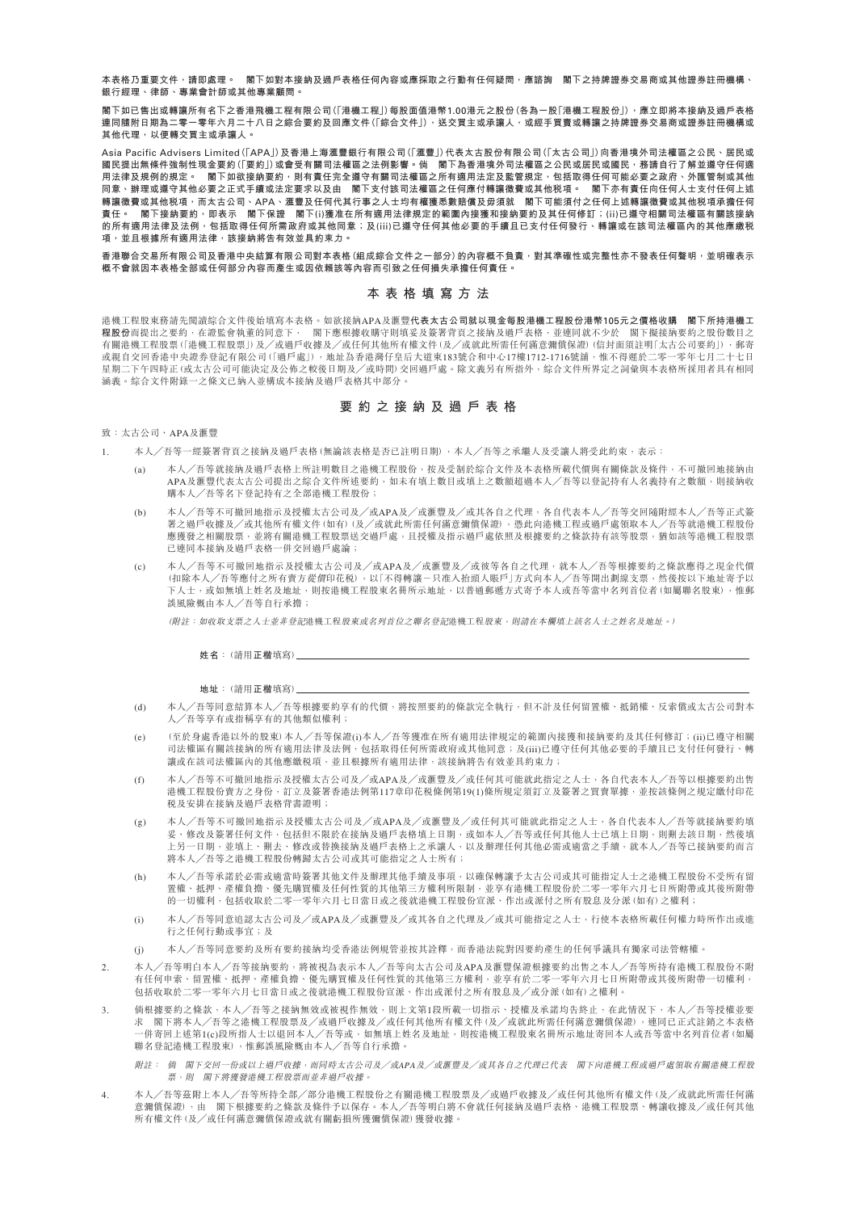**本表格乃重要文件，請即處理。　閣下如對本接納及過戶表格任何內容或應採取之行動有任何疑問，應諮詢　閣下之持牌證券交易商或其他證券註冊機構、銀行經理、律師、專業會計師或其他專業顧問。**

**閣下如已售出或轉讓所有名下之香港飛機工程有限公司（「港機工程」）每股面值港幣1.00港元之股份（各為一股「港機工程股份」），應立即將本接納及過戶表格連同隨附日期為二零一零年六月二十八日之綜合要約及回應文件（「綜合文件」），送交買主或承讓人，或經手買賣或轉讓之持牌證券交易商或證券註冊機構或其他代理，以便轉交買主或承讓人。**

**Asia Pacific Advisers Limited（「APA」）及香港上海滙豐銀行有限公司（「滙豐」）代表太古股份有限公司（「太古公司」）向香港境外司法權區之公民、居民或國民提出無條件強制性現金要約（「要約」）或會受有關司法權區之法例影響。倘　閣下為香港境外司法權區之公民或居民或國民，務請自行了解並遵守任何適用法律及規例的規定。　閣下如欲接納要約，則有責任完全遵守有關司法權區之所有適用法定及監管規定，包括取得任何可能必要之政府、外匯管制或其他同意，辦理或遵守其他必要之正式手續或法定要求以及由　閣下支付該司法權區之任何應付轉讓徵費或其他稅項。　閣下亦有責任向任何人士支付任何上述轉讓徵費或其他稅項，而太古公司、APA、滙豐及任何代其行事之人士均有權獲悉數賠償及毋須就　閣下可能須付之任何上述轉讓徵費或其他稅項承擔任何責任。　閣下接納要約，即表示　閣下保證　閣下(i)獲准在所有適用法律規定的範圍內接獲和接納要約及其任何修訂；(ii)已遵守相關司法權區有關該接納的所有適用法律及法例，包括取得任何所需政府或其他同意；及(iii)已遵守任何其他必要的手續且已支付任何發行、轉讓或在該司法權區內的其他應繳稅項，並且根據所有適用法律，該接納將告有效並具約束力。**

**香港聯合交易所有限公司及香港中央結算有限公司對本表格（組成綜合文件之一部分）的內容概不負責，對其準確性或完整性亦不發表任何聲明，並明確表示概不會就因本表格全部或任何部分內容而產生或因依賴該等內容而引致之任何損失承擔任何責任。**

## 本表格填寫方法

港機工程股東務請先閱讀綜合文件後始填寫本表格。如欲接納APA及滙豐**代表太古公司就以現金每股港機工程股份港幣105元之價格收購　閣下所持港機工程股份**而提出之要約，在證監會執董的同意下，　閣下應根據收購守則填妥及簽署背頁之接納及過戶表格，並連同就不少於　閣下擬接納要約之股份數目之有關港機工程股票（「港機工程股票」）及╱或過戶收據及╱或任何其他所有權文件（及╱或就此所需任何滿意彌償保證）（信封面須註明「太古公司要約」），郵寄或親自交回香港中央證券登記有限公司（「過戶處」），地址為香港灣仔皇后大道東183號合和中心17樓1712-1716號舖，惟不得遲於二零一零年七月二十七日星期二下午四時正（或太古公司可能決定及公佈之較後日期及╱或時間）交回過戶處。除文義另有所指外，綜合文件所界定之詞彙與本表格所採用者具有相同涵義。綜合文件附錄一之條文已納入並構成本接納及過戶表格其中部分。

## 要約之接納及過戶表格

致：太古公司、APA及滙豐

1. 本人╱吾等一經簽署背頁之接納及過戶表格（無論該表格是否已註明日期），本人╱吾等之承繼人及受讓人將受此約束，表示：

   (a) 本人╱吾等就接納及過戶表格上所註明數目之港機工程股份，按及受制於綜合文件及本表格所載代價與有關條款及條件，不可撤回地接納由APA及滙豐代表太古公司提出之綜合文件所述要約，如未有填上數目或填上之數額超過本人╱吾等以登記持有人名義持有之數額，則接納收購本人╱吾等名下登記持有之全部港機工程股份；

   (b) 本人╱吾等不可撤回地指示及授權太古公司及╱或APA及╱或滙豐及╱或其各自之代理，各自代表本人╱吾等交回隨附經本人╱吾等正式簽署之過戶收據及╱或其他所有權文件（如有）（及╱或就此所需任何其他滿意彌償保證），憑此向港機工程或過戶處領取本人╱吾等就港機工程股份應獲發之相關股票，並將有關港機工程股票送交過戶處，且授權及指示過戶處依照及根據要約之條款持有該等股票，猶如該等港機工程股票已連同本接納及過戶表格一併交回過戶處論；

   (c) 本人╱吾等不可撤回地指示及授權太古公司及╱或APA及╱或滙豐及╱或彼等各自之代理，就本人╱吾等根據要約之條款應得之現金代價（扣除本人╱吾等應付之所有賣方從價印花稅），以「不得轉讓－只准入抬頭人賬戶」方式向本人╱吾等開出劃線支票，然後按以下地址寄予以下人士，或如無填上姓名及地址，則按港機工程股東名冊所示地址，以普通郵遞方式寄予本人或吾等當中名列首位者（如屬聯名股東），惟郵誤風險概由本人╱吾等自行承擔；

      *（附註：如收取支票之人士並非登記港機工程股東或名列首位之聯名登記港機工程股東，則請在本欄填上該名人士之姓名及地址。）*

      **姓名**：（請用**正楷**填寫）＿＿＿＿＿＿＿＿＿＿＿＿＿＿＿＿＿＿＿＿

      **地址**：（請用**正楷**填寫）＿＿＿＿＿＿＿＿＿＿＿＿＿＿＿＿＿＿＿＿

   (d) 本人╱吾等同意結算本人╱吾等根據要約享有的代價，將按照要約的條款完全執行，但不計及任何留置權、抵銷權、反索償或太古公司對本人╱吾等享有或指稱享有的其他類似權利；

   (e) （至於身處香港以外的股東）本人╱吾等保證(i)本人╱吾等獲准在所有適用法律規定的範圍內接獲和接納要約及其任何修訂；(ii)已遵守相關司法權區有關該接納的所有適用法律及法例，包括取得任何所需政府或其他同意；及(iii)已遵守任何其他必要的手續且已支付任何發行、轉讓或在該司法權區內的其他應繳稅項，並且根據所有適用法律，該接納將告有效並具約束力；

   (f) 本人╱吾等不可撤回地指示及授權太古公司及╱或APA及╱或滙豐及╱或任何其可能就此指定之人士，各自代表本人╱吾等以根據要約出售港機工程股份賣方之身份，訂立及簽署香港法例第117章印花稅條例第19(1)條所規定須訂立及簽署之買賣單據，並按該條例之規定繳付印花稅及安排在接納及過戶表格背書證明；

   (g) 本人╱吾等不可撤回地指示及授權太古公司及╱或APA及╱或滙豐及╱或任何其可能就此指定之人士，各自代表本人╱吾等就接納要約填妥、修改及簽署任何文件，包括但不限於在接納及過戶表格填上日期，或如本人╱吾等或任何其他人士已填上日期，則刪去該日期，然後填上另一日期，並填上、刪去、修改或替換接納及過戶表格上之承讓人，以及辦理任何其他必需或適當之手續，就本人╱吾等已接納要約而言將本人╱吾等之港機工程股份轉歸太古公司或其可能指定之人士所有；

   (h) 本人╱吾等承諾於必需或適當時簽署其他文件及辦理其他手續及事項，以確保轉讓予太古公司或其可能指定人士之港機工程股份不受所有留置權、抵押、產權負擔、優先購買權及任何性質的其他第三方權利所限制，並享有港機工程股份於二零一零年六月七日所附帶或其後所附帶的一切權利，包括收取於二零一零年六月七日當日或之後就港機工程股份宣派、作出或派付之所有股息及分派（如有）之權利；

   (i) 本人╱吾等同意追認太古公司及╱或APA及╱或滙豐及╱或其各自之代理及╱或其可能指定之人士，行使本表格所載任何權力時所作出或進行之任何行動或事宜；及

   (j) 本人╱吾等同意要約及所有要約接納均受香港法例規管並按其詮釋，而香港法院對因要約產生的任何爭議具有獨家司法管轄權。

2. 本人╱吾等明白本人╱吾等接納要約，將被視為表示本人╱吾等向太古公司及APA及滙豐保證根據要約出售之本人╱吾等所持有港機工程股份不附有任何申索、留置權、抵押、產權負擔、優先購買權及任何性質的其他第三方權利，並享有於二零一零年六月七日所附帶或其後所附帶一切權利，包括收取於二零一零年六月七日當日或之後就港機工程股份宣派、作出或派付之所有股息及╱或分派（如有）之權利。

3. 倘根據要約之條款，本人╱吾等之接納無效或被視作無效，則上文第1段所載一切指示、授權及承諾均告終止，在此情況下，本人╱吾等授權並要求　閣下將本人╱吾等之港機工程股票及╱或過戶收據及╱或任何其他所有權文件（及╱或就此所需任何滿意彌償保證），連同已正式註銷之本表格一併寄回上述第1(c)段所指人士以退回本人╱吾等或，如無填上姓名及地址，則按港機工程股東名冊所示地址寄回本人或吾等當中名列首位者（如屬聯名登記港機工程股東），惟郵誤風險概由本人╱吾等自行承擔。

   *附註：倘　閣下交回一份或以上過戶收據，而同時太古公司及╱或APA及╱或滙豐及╱或其各自之代理已代表　閣下向港機工程或過戶處領取有關港機工程股票，則　閣下將獲發港機工程股票而並非過戶收據。*

4. 本人╱吾等茲附上本人╱吾等所持全部╱部分港機工程股份之有關港機工程股票及╱或過戶收據及╱或任何其他所有權文件（及╱或就此所需任何滿意彌償保證），由　閣下根據要約之條款及條件予以保存。本人╱吾等明白將不會就任何接納及過戶表格、港機工程股票、轉讓收據及╱或任何其他所有權文件（及╱或任何滿意彌償保證或就有關虧損所獲彌償保證）獲發收據。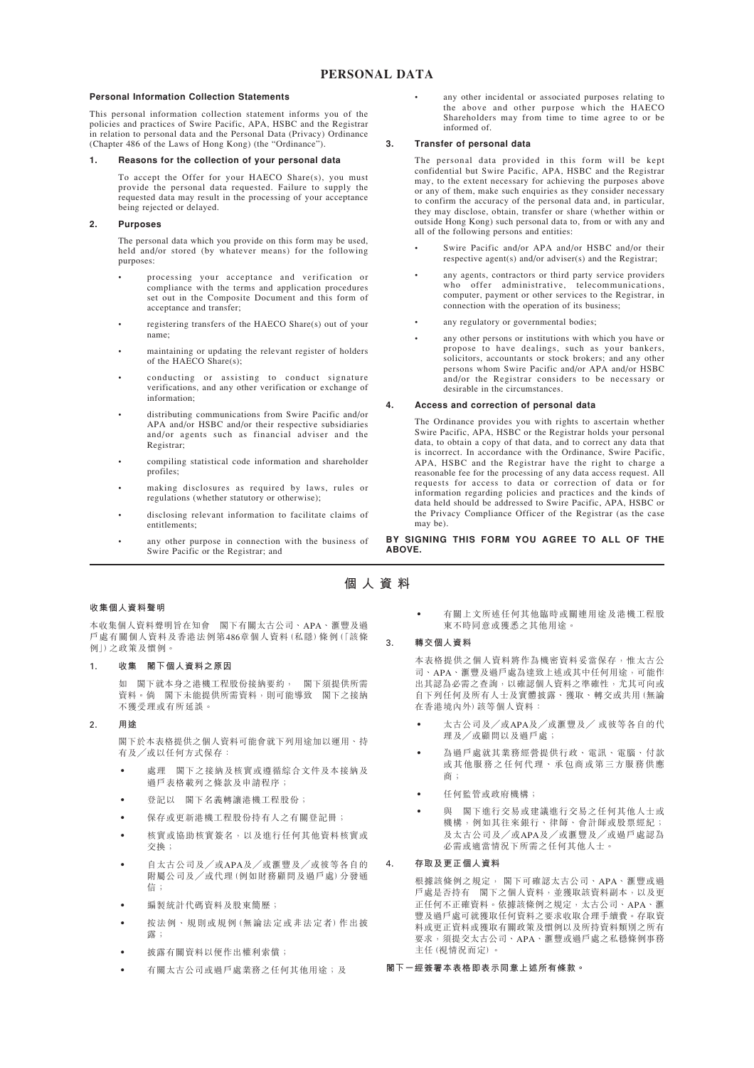# PERSONAL DATA

### Personal Information Collection Statements

This personal information collection statement informs you of the policies and practices of Swire Pacific, APA, HSBC and the Registrar in relation to personal data and the Personal Data (Privacy) Ordinance (Chapter 486 of the Laws of Hong Kong) (the "Ordinance").

**1. Reasons for the collection of your personal data**

To accept the Offer for your HAECO Share(s), you must provide the personal data requested. Failure to supply the requested data may result in the processing of your acceptance being rejected or delayed.

**2. Purposes**

The personal data which you provide on this form may be used, held and/or stored (by whatever means) for the following purposes:

- processing your acceptance and verification or compliance with the terms and application procedures set out in the Composite Document and this form of acceptance and transfer;
- registering transfers of the HAECO Share(s) out of your name;
- maintaining or updating the relevant register of holders of the HAECO Share(s);
- conducting or assisting to conduct signature verifications, and any other verification or exchange of information;
- distributing communications from Swire Pacific and/or APA and/or HSBC and/or their respective subsidiaries and/or agents such as financial adviser and the Registrar;
- compiling statistical code information and shareholder profiles;
- making disclosures as required by laws, rules or regulations (whether statutory or otherwise);
- disclosing relevant information to facilitate claims of entitlements;
- any other purpose in connection with the business of Swire Pacific or the Registrar; and
- any other incidental or associated purposes relating to the above and other purpose which the HAECO Shareholders may from time to time agree to or be informed of.

**3. Transfer of personal data**

The personal data provided in this form will be kept confidential but Swire Pacific, APA, HSBC and the Registrar may, to the extent necessary for achieving the purposes above or any of them, make such enquiries as they consider necessary to confirm the accuracy of the personal data and, in particular, they may disclose, obtain, transfer or share (whether within or outside Hong Kong) such personal data to, from or with any and all of the following persons and entities:

- Swire Pacific and/or APA and/or HSBC and/or their respective agent(s) and/or adviser(s) and the Registrar;
- any agents, contractors or third party service providers who offer administrative, telecommunications, computer, payment or other services to the Registrar, in connection with the operation of its business;
- any regulatory or governmental bodies;
- any other persons or institutions with which you have or propose to have dealings, such as your bankers, solicitors, accountants or stock brokers; and any other persons whom Swire Pacific and/or APA and/or HSBC and/or the Registrar considers to be necessary or desirable in the circumstances.

**4. Access and correction of personal data**

The Ordinance provides you with rights to ascertain whether Swire Pacific, APA, HSBC or the Registrar holds your personal data, to obtain a copy of that data, and to correct any data that is incorrect. In accordance with the Ordinance, Swire Pacific, APA, HSBC and the Registrar have the right to charge a reasonable fee for the processing of any data access request. All requests for access to data or correction of data or for information regarding policies and practices and the kinds of data held should be addressed to Swire Pacific, APA, HSBC or the Privacy Compliance Officer of the Registrar (as the case may be).

**BY SIGNING THIS FORM YOU AGREE TO ALL OF THE ABOVE.**

# 個人資料

### 收集個人資料聲明

本收集個人資料聲明旨在知會　閣下有關太古公司、APA、滙豐及過戶處有關個人資料及香港法例第486章個人資料(私隱)條例(「該條例」)之政策及慣例。

**1. 收集　閣下個人資料之原因**

如　閣下就本身之港機工程股份接納要約，　閣下須提供所需資料。倘　閣下未能提供所需資料，則可能導致　閣下之接納不獲受理或有所延誤。

**2. 用途**

閣下於本表格提供之個人資料可能會就下列用途加以運用、持有及╱或以任何方式保存：

- 處理　閣下之接納及核實或遵循綜合文件及本接納及過戶表格載列之條款及申請程序；
- 登記以　閣下名義轉讓港機工程股份；
- 保存或更新港機工程股份持有人之有關登記冊；
- 核實或協助核實簽名，以及進行任何其他資料核實或交換；
- 自太古公司及╱或APA及╱或滙豐及╱或彼等各自的附屬公司及╱或代理(例如財務顧問及過戶處)分發通信；
- 編製統計代碼資料及股東簡歷；
- 按法例、規則或規例(無論法定或非法定者)作出披露；
- 披露有關資料以便作出權利索償；
- 有關太古公司或過戶處業務之任何其他用途；及
- 有關上文所述任何其他臨時或關連用途及港機工程股東不時同意或獲悉之其他用途。

**3. 轉交個人資料**

本表格提供之個人資料將作為機密資料妥當保存，惟太古公司、APA、滙豐及過戶處為達致上述或其中任何用途，可能作出其認為必需之查詢，以確認個人資料之準確性，尤其可向或自下列任何及所有人士及實體披露、獲取、轉交或共用(無論在香港境內外)該等個人資料：

- 太古公司及╱或APA及╱或滙豐及╱或彼等各自的代理及╱或顧問以及過戶處；
- 為過戶處就其業務經營提供行政、電訊、電腦、付款或其他服務之任何代理、承包商或第三方服務供應商；
- 任何監管或政府機構；
- 與　閣下進行交易或建議進行交易之任何其他人士或機構，例如其往來銀行、律師、會計師或股票經紀；及太古公司及╱或APA及╱或滙豐及╱或過戶處認為必需或適當情況下所需之任何其他人士。

**4. 存取及更正個人資料**

根據該條例之規定，　閣下可確認太古公司、APA、滙豐或過戶處是否持有　閣下之個人資料，並獲取該資料副本，以及更正任何不正確資料。依據該條例之規定，太古公司、APA、滙豐及過戶處可就獲取任何資料之要求收取合理手續費。存取資料或更正資料或獲取有關政策及慣例以及所持資料類別之所有要求，須提交太古公司、APA、滙豐或過戶處之私穩條例事務主任(視情況而定)。

**閣下一經簽署本表格即表示同意上述所有條款。**